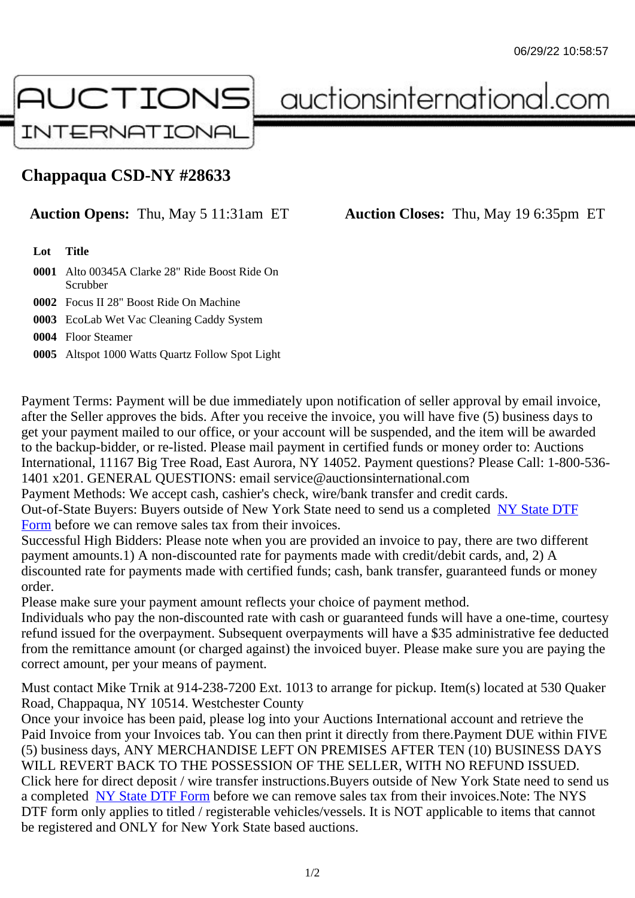06/29/22 10:58:57

AUCTIONS INTERNATIONAL auctionsinternational.com

# Chappaqua CSD-NY #28633

**Auction Opens:** Thu, May 5 11:31am ET **Auction Closes:** Thu, May 19 6:35pm ET

| Lot | Title |
| --- | --- |
| 0001 | Alto 00345A Clarke 28" Ride Boost Ride On Scrubber |
| 0002 | Focus II 28" Boost Ride On Machine |
| 0003 | EcoLab Wet Vac Cleaning Caddy System |
| 0004 | Floor Steamer |
| 0005 | Altspot 1000 Watts Quartz Follow Spot Light |

Payment Terms: Payment will be due immediately upon notification of seller approval by email invoice, after the Seller approves the bids. After you receive the invoice, you will have five (5) business days to get your payment mailed to our office, or your account will be suspended, and the item will be awarded to the backup-bidder, or re-listed. Please mail payment in certified funds or money order to: Auctions International, 11167 Big Tree Road, East Aurora, NY 14052. Payment questions? Please Call: 1-800-536-1401 x201. GENERAL QUESTIONS: email service@auctionsinternational.com
Payment Methods: We accept cash, cashier's check, wire/bank transfer and credit cards.
Out-of-State Buyers: Buyers outside of New York State need to send us a completed NY State DTF Form before we can remove sales tax from their invoices.
Successful High Bidders: Please note when you are provided an invoice to pay, there are two different payment amounts.1) A non-discounted rate for payments made with credit/debit cards, and, 2) A discounted rate for payments made with certified funds; cash, bank transfer, guaranteed funds or money order.
Please make sure your payment amount reflects your choice of payment method.
Individuals who pay the non-discounted rate with cash or guaranteed funds will have a one-time, courtesy refund issued for the overpayment. Subsequent overpayments will have a $35 administrative fee deducted from the remittance amount (or charged against) the invoiced buyer. Please make sure you are paying the correct amount, per your means of payment.

Must contact Mike Trnik at 914-238-7200 Ext. 1013 to arrange for pickup. Item(s) located at 530 Quaker Road, Chappaqua, NY 10514. Westchester County
Once your invoice has been paid, please log into your Auctions International account and retrieve the Paid Invoice from your Invoices tab. You can then print it directly from there.Payment DUE within FIVE (5) business days, ANY MERCHANDISE LEFT ON PREMISES AFTER TEN (10) BUSINESS DAYS WILL REVERT BACK TO THE POSSESSION OF THE SELLER, WITH NO REFUND ISSUED.
Click here for direct deposit / wire transfer instructions.Buyers outside of New York State need to send us a completed NY State DTF Form before we can remove sales tax from their invoices.Note: The NYS DTF form only applies to titled / registerable vehicles/vessels. It is NOT applicable to items that cannot be registered and ONLY for New York State based auctions.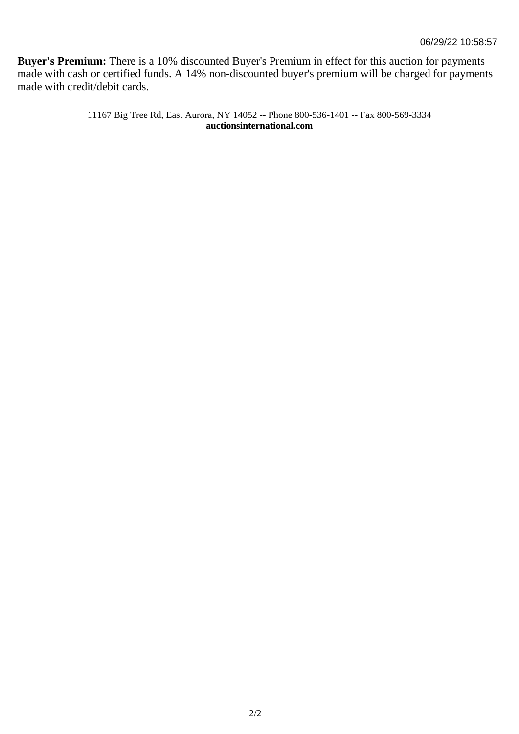**Buyer's Premium:** There is a 10% discounted Buyer's Premium in effect for this auction for payments made with cash or certified funds. A 14% non-discounted buyer's premium will be charged for payments made with credit/debit cards.

11167 Big Tree Rd, East Aurora, NY 14052 -- Phone 800-536-1401 -- Fax 800-569-3334
**auctionsinternational.com**